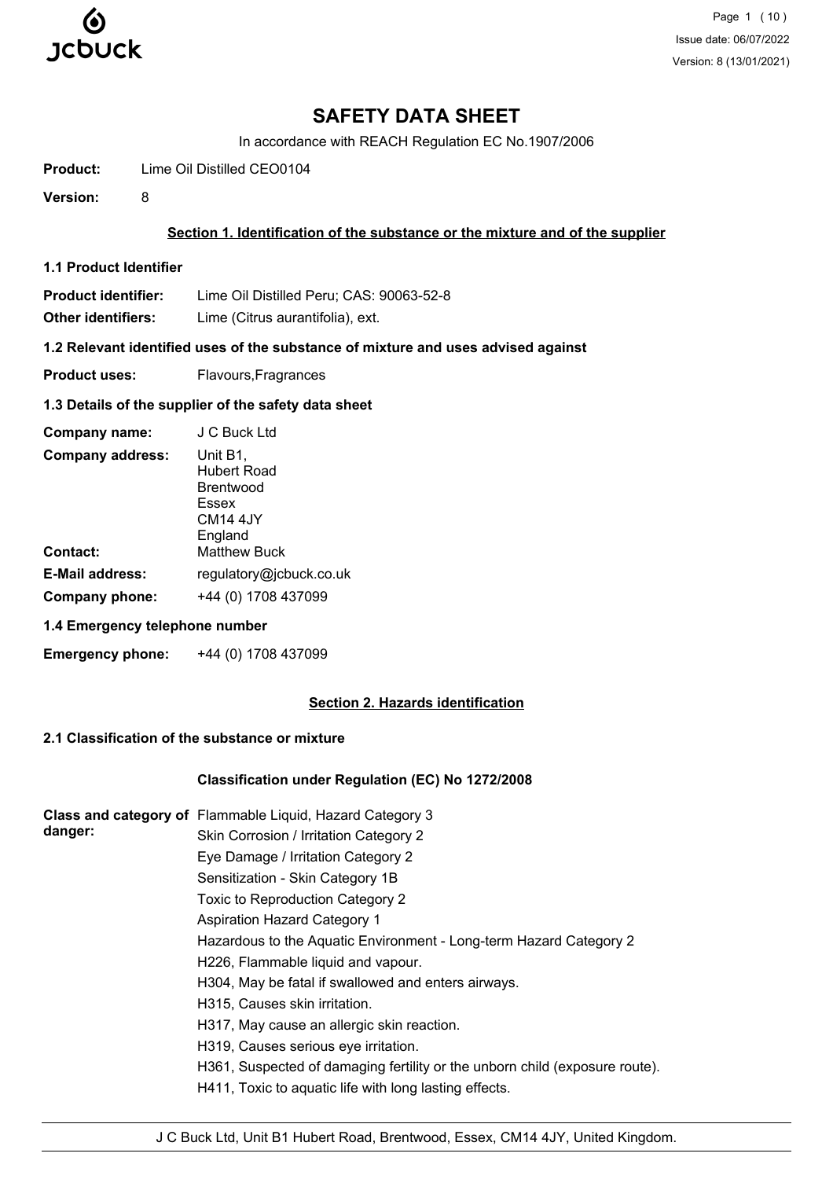# SAFETY DATA SHEET

In accordance with REACH Regulation EC No.1907/2006

**Product:** Lime Oil Distilled CEO0104

**Version:** 8

## Section 1. Identification of the substance or the mixture and of the supplier

### 1.1 Product Identifier

**Product identifier:** Lime Oil Distilled Peru; CAS: 90063-52-8

**Other identifiers:** Lime (Citrus aurantifolia), ext.

### 1.2 Relevant identified uses of the substance of mixture and uses advised against

**Product uses:** Flavours,Fragrances

### 1.3 Details of the supplier of the safety data sheet

**Company name:** J C Buck Ltd

**Company address:** Unit B1,
Hubert Road
Brentwood
Essex
CM14 4JY
England

**Contact:** Matthew Buck

**E-Mail address:** regulatory@jcbuck.co.uk

**Company phone:** +44 (0) 1708 437099

### 1.4 Emergency telephone number

**Emergency phone:** +44 (0) 1708 437099

## Section 2. Hazards identification

### 2.1 Classification of the substance or mixture

**Classification under Regulation (EC) No 1272/2008**

**Class and category of danger:**

Flammable Liquid, Hazard Category 3
Skin Corrosion / Irritation Category 2
Eye Damage / Irritation Category 2
Sensitization - Skin Category 1B
Toxic to Reproduction Category 2
Aspiration Hazard Category 1
Hazardous to the Aquatic Environment - Long-term Hazard Category 2
H226, Flammable liquid and vapour.
H304, May be fatal if swallowed and enters airways.
H315, Causes skin irritation.
H317, May cause an allergic skin reaction.
H319, Causes serious eye irritation.
H361, Suspected of damaging fertility or the unborn child (exposure route).
H411, Toxic to aquatic life with long lasting effects.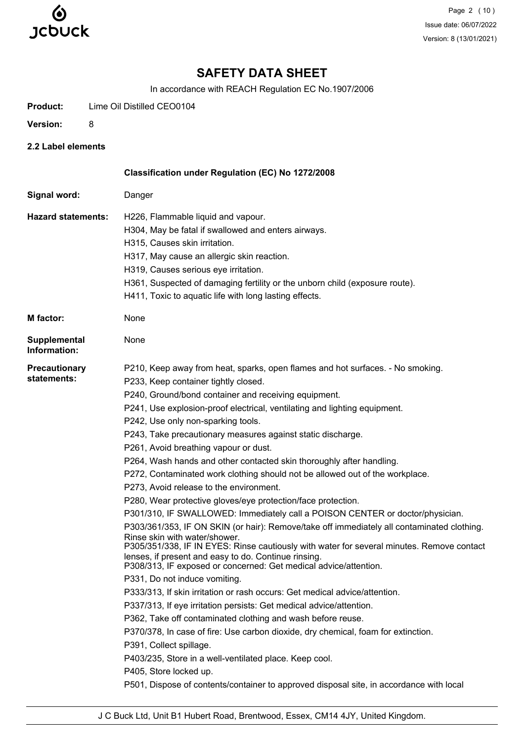# SAFETY DATA SHEET

In accordance with REACH Regulation EC No.1907/2006

**Product:** Lime Oil Distilled CEO0104

**Version:** 8

**2.2 Label elements**

**Classification under Regulation (EC) No 1272/2008**

**Signal word:** Danger

**Hazard statements:**

H226, Flammable liquid and vapour.
H304, May be fatal if swallowed and enters airways.
H315, Causes skin irritation.
H317, May cause an allergic skin reaction.
H319, Causes serious eye irritation.
H361, Suspected of damaging fertility or the unborn child (exposure route).
H411, Toxic to aquatic life with long lasting effects.

**M factor:** None

**Supplemental Information:** None

**Precautionary statements:**

P210, Keep away from heat, sparks, open flames and hot surfaces. - No smoking.
P233, Keep container tightly closed.
P240, Ground/bond container and receiving equipment.
P241, Use explosion-proof electrical, ventilating and lighting equipment.
P242, Use only non-sparking tools.
P243, Take precautionary measures against static discharge.
P261, Avoid breathing vapour or dust.
P264, Wash hands and other contacted skin thoroughly after handling.
P272, Contaminated work clothing should not be allowed out of the workplace.
P273, Avoid release to the environment.
P280, Wear protective gloves/eye protection/face protection.
P301/310, IF SWALLOWED: Immediately call a POISON CENTER or doctor/physician.
P303/361/353, IF ON SKIN (or hair): Remove/take off immediately all contaminated clothing. Rinse skin with water/shower.
P305/351/338, IF IN EYES: Rinse cautiously with water for several minutes. Remove contact lenses, if present and easy to do. Continue rinsing.
P308/313, IF exposed or concerned: Get medical advice/attention.
P331, Do not induce vomiting.
P333/313, If skin irritation or rash occurs: Get medical advice/attention.
P337/313, If eye irritation persists: Get medical advice/attention.
P362, Take off contaminated clothing and wash before reuse.
P370/378, In case of fire: Use carbon dioxide, dry chemical, foam for extinction.
P391, Collect spillage.
P403/235, Store in a well-ventilated place. Keep cool.
P405, Store locked up.
P501, Dispose of contents/container to approved disposal site, in accordance with local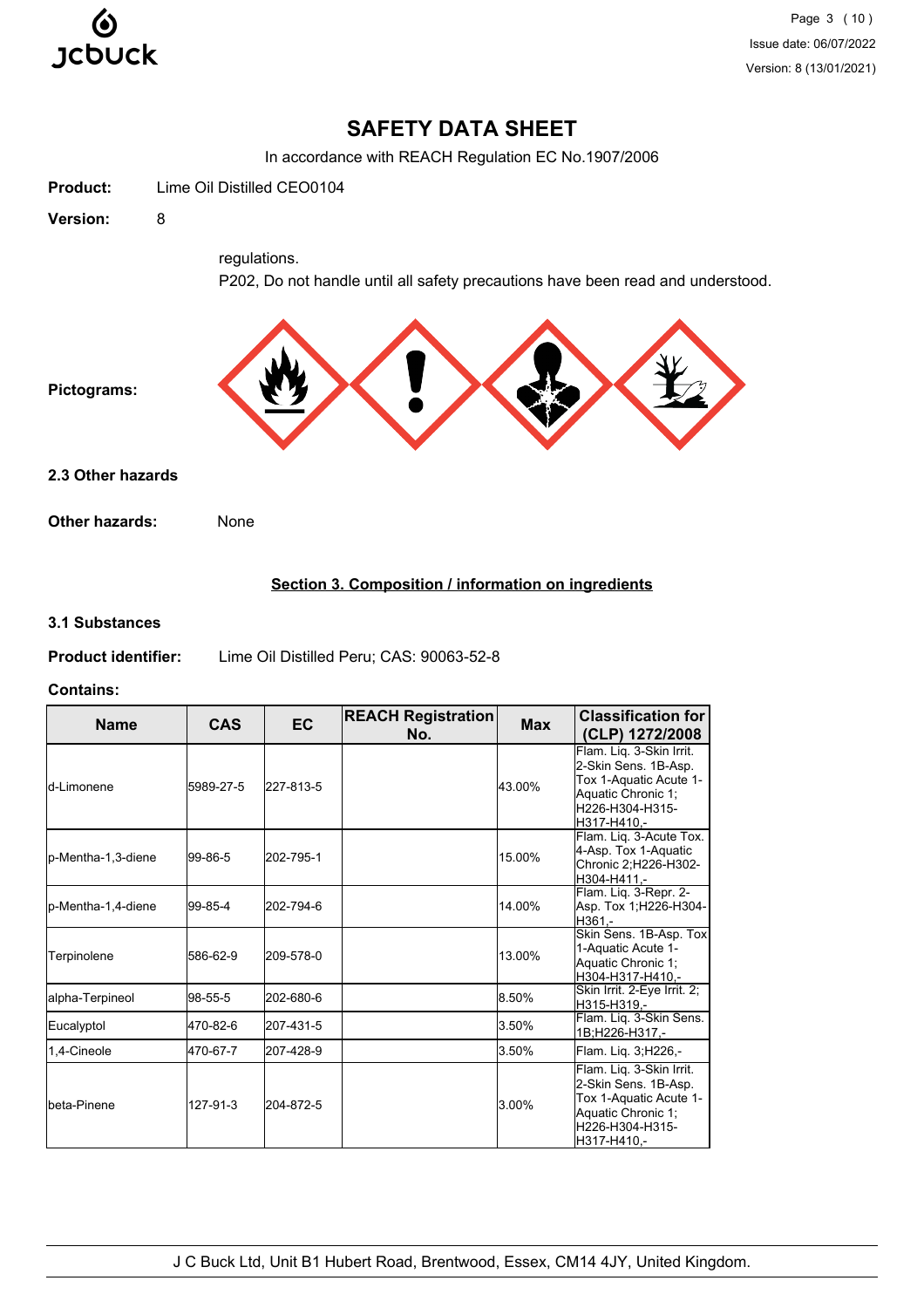regulations.

P202, Do not handle until all safety precautions have been read and understood.

**Pictograms:**

## 2.3 Other hazards

**Other hazards:** None

## Section 3. Composition / information on ingredients

### 3.1 Substances

**Product identifier:** Lime Oil Distilled Peru; CAS: 90063-52-8

**Contains:**

| Name | CAS | EC | REACH Registration No. | Max | Classification for (CLP) 1272/2008 |
|---|---|---|---|---|---|
| d-Limonene | 5989-27-5 | 227-813-5 | | 43.00% | Flam. Liq. 3-Skin Irrit. 2-Skin Sens. 1B-Asp. Tox 1-Aquatic Acute 1-Aquatic Chronic 1; H226-H304-H315-H317-H410,- |
| p-Mentha-1,3-diene | 99-86-5 | 202-795-1 | | 15.00% | Flam. Liq. 3-Acute Tox. 4-Asp. Tox 1-Aquatic Chronic 2;H226-H302-H304-H411,- |
| p-Mentha-1,4-diene | 99-85-4 | 202-794-6 | | 14.00% | Flam. Liq. 3-Repr. 2-Asp. Tox 1;H226-H304-H361,- |
| Terpinolene | 586-62-9 | 209-578-0 | | 13.00% | Skin Sens. 1B-Asp. Tox 1-Aquatic Acute 1-Aquatic Chronic 1; H304-H317-H410,- |
| alpha-Terpineol | 98-55-5 | 202-680-6 | | 8.50% | Skin Irrit. 2-Eye Irrit. 2; H315-H319,- |
| Eucalyptol | 470-82-6 | 207-431-5 | | 3.50% | Flam. Liq. 3-Skin Sens. 1B;H226-H317,- |
| 1,4-Cineole | 470-67-7 | 207-428-9 | | 3.50% | Flam. Liq. 3;H226,- |
| beta-Pinene | 127-91-3 | 204-872-5 | | 3.00% | Flam. Liq. 3-Skin Irrit. 2-Skin Sens. 1B-Asp. Tox 1-Aquatic Acute 1-Aquatic Chronic 1; H226-H304-H315-H317-H410,- |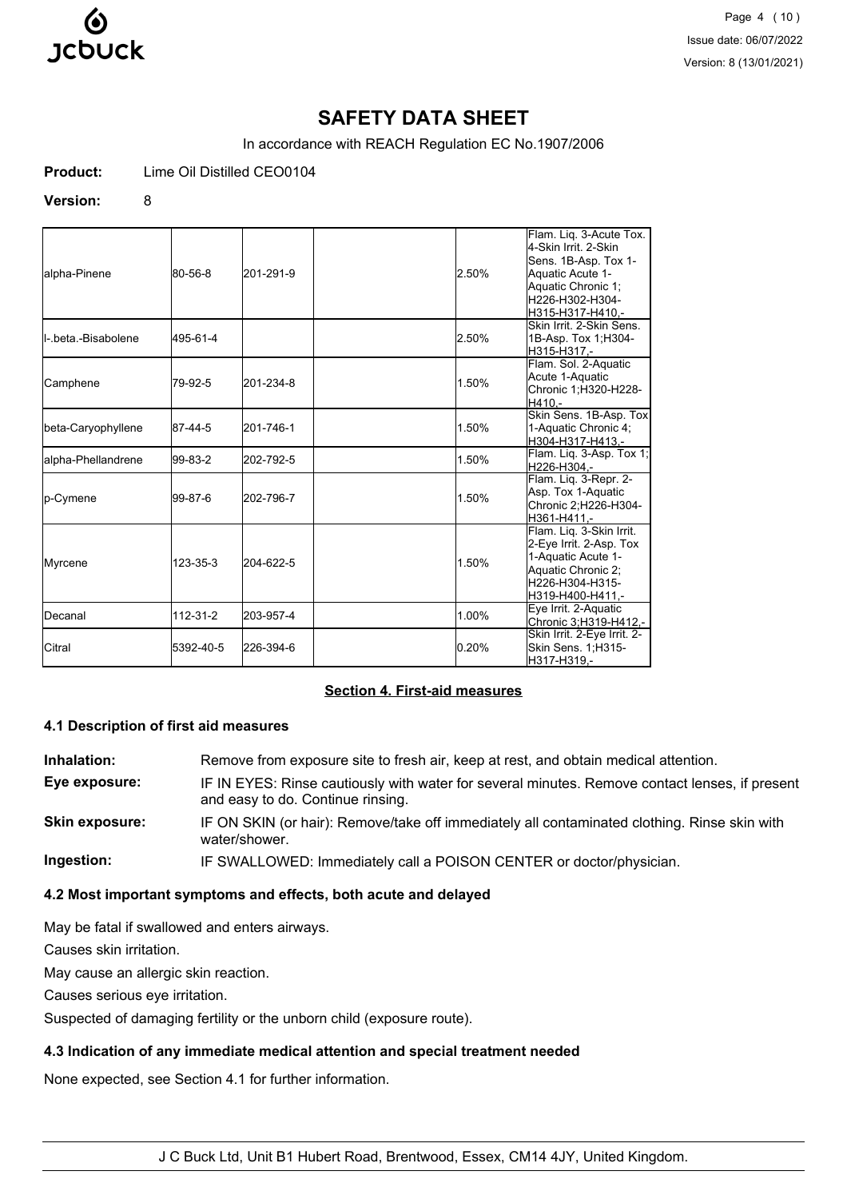| alpha-Pinene | 80-56-8 | 201-291-9 | | 2.50% | Flam. Liq. 3-Acute Tox. 4-Skin Irrit. 2-Skin Sens. 1B-Asp. Tox 1-Aquatic Acute 1-Aquatic Chronic 1; H226-H302-H304-H315-H317-H410,- |
|---|---|---|---|---|---|
| l-.beta.-Bisabolene | 495-61-4 | | | 2.50% | Skin Irrit. 2-Skin Sens. 1B-Asp. Tox 1;H304-H315-H317,- |
| Camphene | 79-92-5 | 201-234-8 | | 1.50% | Flam. Sol. 2-Aquatic Acute 1-Aquatic Chronic 1;H320-H228-H410,- |
| beta-Caryophyllene | 87-44-5 | 201-746-1 | | 1.50% | Skin Sens. 1B-Asp. Tox 1-Aquatic Chronic 4; H304-H317-H413,- |
| alpha-Phellandrene | 99-83-2 | 202-792-5 | | 1.50% | Flam. Liq. 3-Asp. Tox 1; H226-H304,- |
| p-Cymene | 99-87-6 | 202-796-7 | | 1.50% | Flam. Liq. 3-Repr. 2-Asp. Tox 1-Aquatic Chronic 2;H226-H304-H361-H411,- |
| Myrcene | 123-35-3 | 204-622-5 | | 1.50% | Flam. Liq. 3-Skin Irrit. 2-Eye Irrit. 2-Asp. Tox 1-Aquatic Acute 1-Aquatic Chronic 2; H226-H304-H315-H319-H400-H411,- |
| Decanal | 112-31-2 | 203-957-4 | | 1.00% | Eye Irrit. 2-Aquatic Chronic 3;H319-H412,- |
| Citral | 5392-40-5 | 226-394-6 | | 0.20% | Skin Irrit. 2-Eye Irrit. 2-Skin Sens. 1;H315-H317-H319,- |

## Section 4. First-aid measures

### 4.1 Description of first aid measures

**Inhalation:** Remove from exposure site to fresh air, keep at rest, and obtain medical attention.

**Eye exposure:** IF IN EYES: Rinse cautiously with water for several minutes. Remove contact lenses, if present and easy to do. Continue rinsing.

**Skin exposure:** IF ON SKIN (or hair): Remove/take off immediately all contaminated clothing. Rinse skin with water/shower.

**Ingestion:** IF SWALLOWED: Immediately call a POISON CENTER or doctor/physician.

### 4.2 Most important symptoms and effects, both acute and delayed

May be fatal if swallowed and enters airways.

Causes skin irritation.

May cause an allergic skin reaction.

Causes serious eye irritation.

Suspected of damaging fertility or the unborn child (exposure route).

### 4.3 Indication of any immediate medical attention and special treatment needed

None expected, see Section 4.1 for further information.

J C Buck Ltd, Unit B1 Hubert Road, Brentwood, Essex, CM14 4JY, United Kingdom.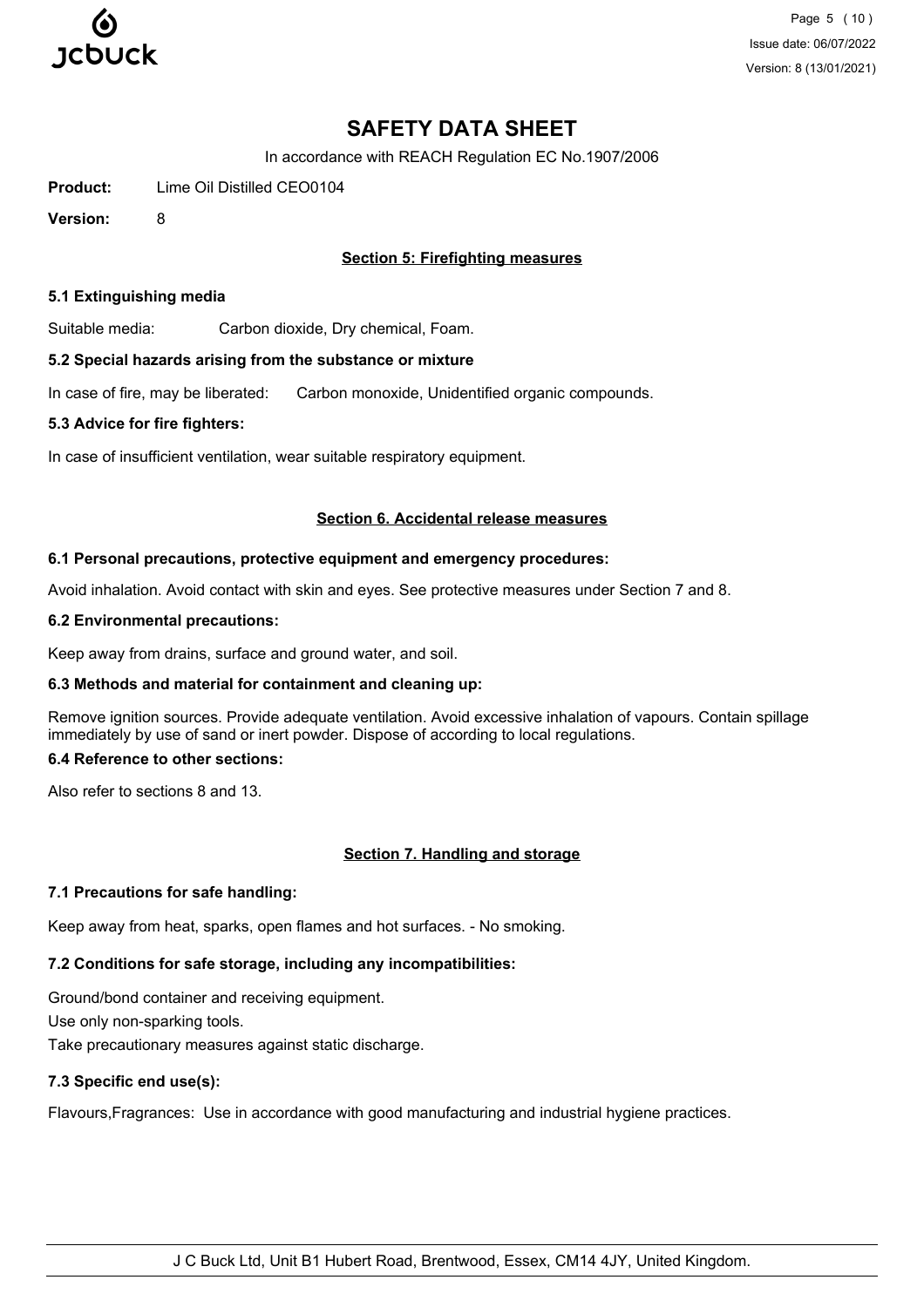# SAFETY DATA SHEET

In accordance with REACH Regulation EC No.1907/2006

**Product:** Lime Oil Distilled CEO0104

**Version:** 8

## Section 5: Firefighting measures

### 5.1 Extinguishing media

Suitable media: Carbon dioxide, Dry chemical, Foam.

### 5.2 Special hazards arising from the substance or mixture

In case of fire, may be liberated: Carbon monoxide, Unidentified organic compounds.

### 5.3 Advice for fire fighters:

In case of insufficient ventilation, wear suitable respiratory equipment.

## Section 6. Accidental release measures

### 6.1 Personal precautions, protective equipment and emergency procedures:

Avoid inhalation. Avoid contact with skin and eyes. See protective measures under Section 7 and 8.

### 6.2 Environmental precautions:

Keep away from drains, surface and ground water, and soil.

### 6.3 Methods and material for containment and cleaning up:

Remove ignition sources. Provide adequate ventilation. Avoid excessive inhalation of vapours. Contain spillage immediately by use of sand or inert powder. Dispose of according to local regulations.

### 6.4 Reference to other sections:

Also refer to sections 8 and 13.

## Section 7. Handling and storage

### 7.1 Precautions for safe handling:

Keep away from heat, sparks, open flames and hot surfaces. - No smoking.

### 7.2 Conditions for safe storage, including any incompatibilities:

Ground/bond container and receiving equipment.

Use only non-sparking tools.

Take precautionary measures against static discharge.

### 7.3 Specific end use(s):

Flavours,Fragrances: Use in accordance with good manufacturing and industrial hygiene practices.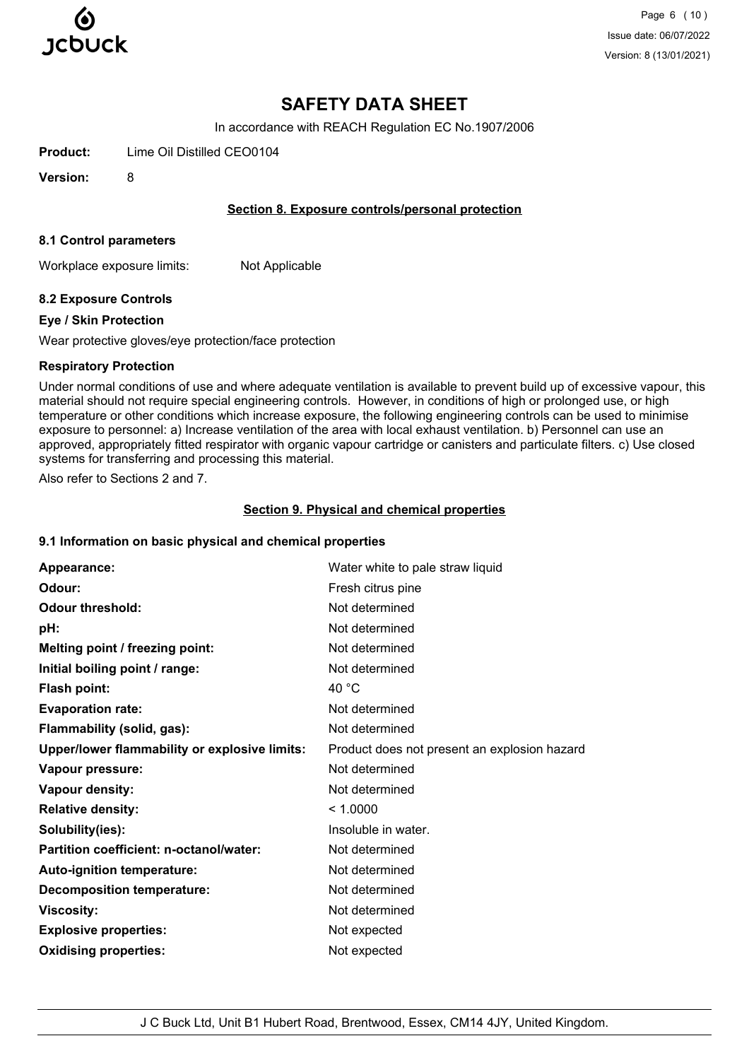# SAFETY DATA SHEET

In accordance with REACH Regulation EC No.1907/2006

**Product:** Lime Oil Distilled CEO0104

**Version:** 8

## Section 8. Exposure controls/personal protection

### 8.1 Control parameters

Workplace exposure limits: Not Applicable

### 8.2 Exposure Controls

#### Eye / Skin Protection

Wear protective gloves/eye protection/face protection

#### Respiratory Protection

Under normal conditions of use and where adequate ventilation is available to prevent build up of excessive vapour, this material should not require special engineering controls. However, in conditions of high or prolonged use, or high temperature or other conditions which increase exposure, the following engineering controls can be used to minimise exposure to personnel: a) Increase ventilation of the area with local exhaust ventilation. b) Personnel can use an approved, appropriately fitted respirator with organic vapour cartridge or canisters and particulate filters. c) Use closed systems for transferring and processing this material.

Also refer to Sections 2 and 7.

## Section 9. Physical and chemical properties

### 9.1 Information on basic physical and chemical properties

| Property | Value |
| --- | --- |
| **Appearance:** | Water white to pale straw liquid |
| **Odour:** | Fresh citrus pine |
| **Odour threshold:** | Not determined |
| **pH:** | Not determined |
| **Melting point / freezing point:** | Not determined |
| **Initial boiling point / range:** | Not determined |
| **Flash point:** | 40 °C |
| **Evaporation rate:** | Not determined |
| **Flammability (solid, gas):** | Not determined |
| **Upper/lower flammability or explosive limits:** | Product does not present an explosion hazard |
| **Vapour pressure:** | Not determined |
| **Vapour density:** | Not determined |
| **Relative density:** | < 1.0000 |
| **Solubility(ies):** | Insoluble in water. |
| **Partition coefficient: n-octanol/water:** | Not determined |
| **Auto-ignition temperature:** | Not determined |
| **Decomposition temperature:** | Not determined |
| **Viscosity:** | Not determined |
| **Explosive properties:** | Not expected |
| **Oxidising properties:** | Not expected |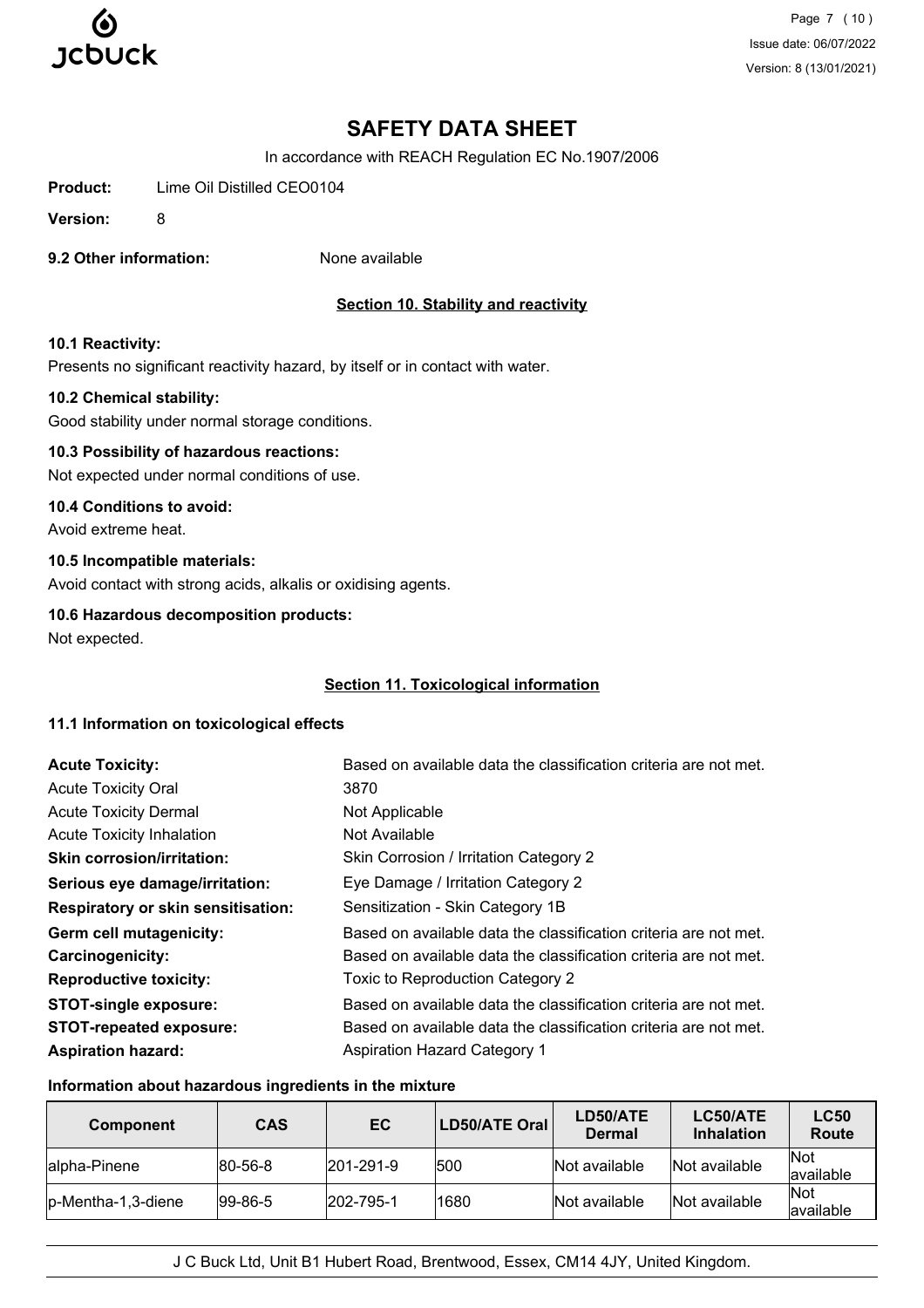**9.2 Other information:** None available

## Section 10. Stability and reactivity

**10.1 Reactivity:**

Presents no significant reactivity hazard, by itself or in contact with water.

**10.2 Chemical stability:**

Good stability under normal storage conditions.

**10.3 Possibility of hazardous reactions:**

Not expected under normal conditions of use.

**10.4 Conditions to avoid:**

Avoid extreme heat.

**10.5 Incompatible materials:**

Avoid contact with strong acids, alkalis or oxidising agents.

**10.6 Hazardous decomposition products:**

Not expected.

## Section 11. Toxicological information

**11.1 Information on toxicological effects**

**Acute Toxicity:** Based on available data the classification criteria are not met.

Acute Toxicity Oral: 3870

Acute Toxicity Dermal: Not Applicable

Acute Toxicity Inhalation: Not Available

**Skin corrosion/irritation:** Skin Corrosion / Irritation Category 2

**Serious eye damage/irritation:** Eye Damage / Irritation Category 2

**Respiratory or skin sensitisation:** Sensitization - Skin Category 1B

**Germ cell mutagenicity:** Based on available data the classification criteria are not met.

**Carcinogenicity:** Based on available data the classification criteria are not met.

**Reproductive toxicity:** Toxic to Reproduction Category 2

**STOT-single exposure:** Based on available data the classification criteria are not met.

**STOT-repeated exposure:** Based on available data the classification criteria are not met.

**Aspiration hazard:** Aspiration Hazard Category 1

**Information about hazardous ingredients in the mixture**

| Component | CAS | EC | LD50/ATE Oral | LD50/ATE Dermal | LC50/ATE Inhalation | LC50 Route |
|---|---|---|---|---|---|---|
| alpha-Pinene | 80-56-8 | 201-291-9 | 500 | Not available | Not available | Not available |
| p-Mentha-1,3-diene | 99-86-5 | 202-795-1 | 1680 | Not available | Not available | Not available |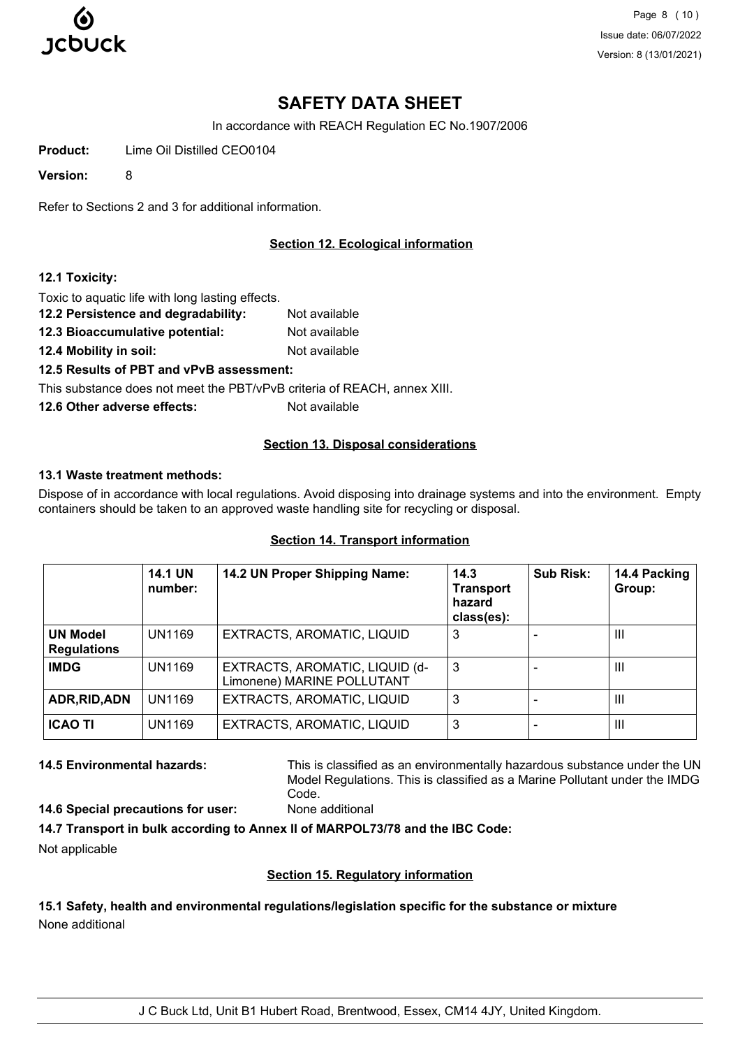# SAFETY DATA SHEET

In accordance with REACH Regulation EC No.1907/2006

**Product:** Lime Oil Distilled CEO0104

**Version:** 8

Refer to Sections 2 and 3 for additional information.

## Section 12. Ecological information

**12.1 Toxicity:**

Toxic to aquatic life with long lasting effects.

**12.2 Persistence and degradability:** Not available

**12.3 Bioaccumulative potential:** Not available

**12.4 Mobility in soil:** Not available

**12.5 Results of PBT and vPvB assessment:**

This substance does not meet the PBT/vPvB criteria of REACH, annex XIII.

**12.6 Other adverse effects:** Not available

## Section 13. Disposal considerations

**13.1 Waste treatment methods:**

Dispose of in accordance with local regulations. Avoid disposing into drainage systems and into the environment. Empty containers should be taken to an approved waste handling site for recycling or disposal.

## Section 14. Transport information

| | 14.1 UN number: | 14.2 UN Proper Shipping Name: | 14.3 Transport hazard class(es): | Sub Risk: | 14.4 Packing Group: |
|---|---|---|---|---|---|
| **UN Model Regulations** | UN1169 | EXTRACTS, AROMATIC, LIQUID | 3 | - | III |
| **IMDG** | UN1169 | EXTRACTS, AROMATIC, LIQUID (d-Limonene) MARINE POLLUTANT | 3 | - | III |
| **ADR,RID,ADN** | UN1169 | EXTRACTS, AROMATIC, LIQUID | 3 | - | III |
| **ICAO TI** | UN1169 | EXTRACTS, AROMATIC, LIQUID | 3 | - | III |

**14.5 Environmental hazards:** This is classified as an environmentally hazardous substance under the UN Model Regulations. This is classified as a Marine Pollutant under the IMDG Code.

**14.6 Special precautions for user:** None additional

**14.7 Transport in bulk according to Annex II of MARPOL73/78 and the IBC Code:**

Not applicable

## Section 15. Regulatory information

**15.1 Safety, health and environmental regulations/legislation specific for the substance or mixture**

None additional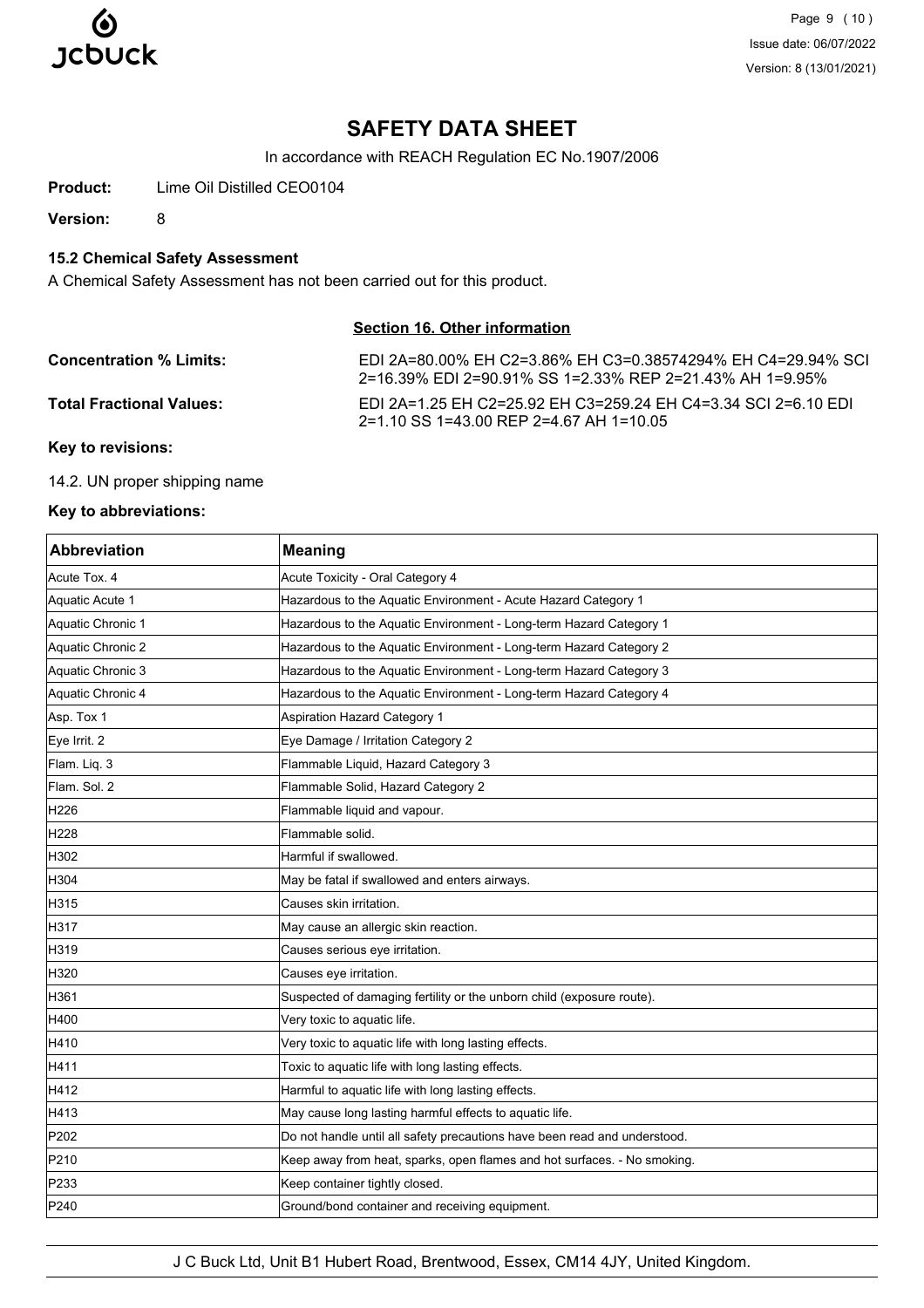# SAFETY DATA SHEET

In accordance with REACH Regulation EC No.1907/2006

**Product:** Lime Oil Distilled CEO0104

**Version:** 8

### 15.2 Chemical Safety Assessment

A Chemical Safety Assessment has not been carried out for this product.

## Section 16. Other information

**Concentration % Limits:** EDI 2A=80.00% EH C2=3.86% EH C3=0.38574294% EH C4=29.94% SCI 2=16.39% EDI 2=90.91% SS 1=2.33% REP 2=21.43% AH 1=9.95%

**Total Fractional Values:** EDI 2A=1.25 EH C2=25.92 EH C3=259.24 EH C4=3.34 SCI 2=6.10 EDI 2=1.10 SS 1=43.00 REP 2=4.67 AH 1=10.05

**Key to revisions:**

14.2. UN proper shipping name

**Key to abbreviations:**

| Abbreviation | Meaning |
|---|---|
| Acute Tox. 4 | Acute Toxicity - Oral Category 4 |
| Aquatic Acute 1 | Hazardous to the Aquatic Environment - Acute Hazard Category 1 |
| Aquatic Chronic 1 | Hazardous to the Aquatic Environment - Long-term Hazard Category 1 |
| Aquatic Chronic 2 | Hazardous to the Aquatic Environment - Long-term Hazard Category 2 |
| Aquatic Chronic 3 | Hazardous to the Aquatic Environment - Long-term Hazard Category 3 |
| Aquatic Chronic 4 | Hazardous to the Aquatic Environment - Long-term Hazard Category 4 |
| Asp. Tox 1 | Aspiration Hazard Category 1 |
| Eye Irrit. 2 | Eye Damage / Irritation Category 2 |
| Flam. Liq. 3 | Flammable Liquid, Hazard Category 3 |
| Flam. Sol. 2 | Flammable Solid, Hazard Category 2 |
| H226 | Flammable liquid and vapour. |
| H228 | Flammable solid. |
| H302 | Harmful if swallowed. |
| H304 | May be fatal if swallowed and enters airways. |
| H315 | Causes skin irritation. |
| H317 | May cause an allergic skin reaction. |
| H319 | Causes serious eye irritation. |
| H320 | Causes eye irritation. |
| H361 | Suspected of damaging fertility or the unborn child (exposure route). |
| H400 | Very toxic to aquatic life. |
| H410 | Very toxic to aquatic life with long lasting effects. |
| H411 | Toxic to aquatic life with long lasting effects. |
| H412 | Harmful to aquatic life with long lasting effects. |
| H413 | May cause long lasting harmful effects to aquatic life. |
| P202 | Do not handle until all safety precautions have been read and understood. |
| P210 | Keep away from heat, sparks, open flames and hot surfaces. - No smoking. |
| P233 | Keep container tightly closed. |
| P240 | Ground/bond container and receiving equipment. |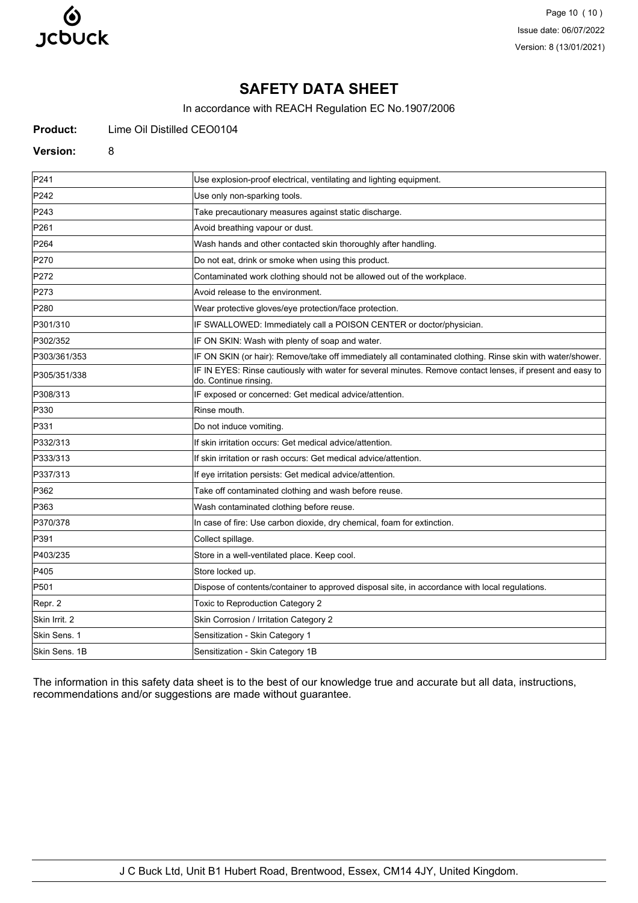# SAFETY DATA SHEET

In accordance with REACH Regulation EC No.1907/2006

**Product:** Lime Oil Distilled CEO0104

**Version:** 8

| | |
|---|---|
| P241 | Use explosion-proof electrical, ventilating and lighting equipment. |
| P242 | Use only non-sparking tools. |
| P243 | Take precautionary measures against static discharge. |
| P261 | Avoid breathing vapour or dust. |
| P264 | Wash hands and other contacted skin thoroughly after handling. |
| P270 | Do not eat, drink or smoke when using this product. |
| P272 | Contaminated work clothing should not be allowed out of the workplace. |
| P273 | Avoid release to the environment. |
| P280 | Wear protective gloves/eye protection/face protection. |
| P301/310 | IF SWALLOWED: Immediately call a POISON CENTER or doctor/physician. |
| P302/352 | IF ON SKIN: Wash with plenty of soap and water. |
| P303/361/353 | IF ON SKIN (or hair): Remove/take off immediately all contaminated clothing. Rinse skin with water/shower. |
| P305/351/338 | IF IN EYES: Rinse cautiously with water for several minutes. Remove contact lenses, if present and easy to do. Continue rinsing. |
| P308/313 | IF exposed or concerned: Get medical advice/attention. |
| P330 | Rinse mouth. |
| P331 | Do not induce vomiting. |
| P332/313 | If skin irritation occurs: Get medical advice/attention. |
| P333/313 | If skin irritation or rash occurs: Get medical advice/attention. |
| P337/313 | If eye irritation persists: Get medical advice/attention. |
| P362 | Take off contaminated clothing and wash before reuse. |
| P363 | Wash contaminated clothing before reuse. |
| P370/378 | In case of fire: Use carbon dioxide, dry chemical, foam for extinction. |
| P391 | Collect spillage. |
| P403/235 | Store in a well-ventilated place. Keep cool. |
| P405 | Store locked up. |
| P501 | Dispose of contents/container to approved disposal site, in accordance with local regulations. |
| Repr. 2 | Toxic to Reproduction Category 2 |
| Skin Irrit. 2 | Skin Corrosion / Irritation Category 2 |
| Skin Sens. 1 | Sensitization - Skin Category 1 |
| Skin Sens. 1B | Sensitization - Skin Category 1B |

The information in this safety data sheet is to the best of our knowledge true and accurate but all data, instructions, recommendations and/or suggestions are made without guarantee.